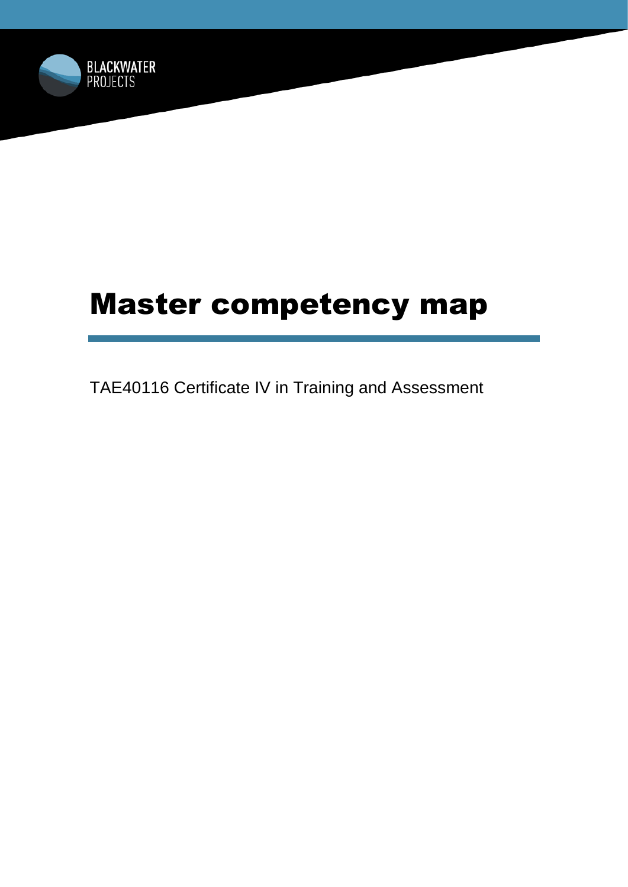BLACKWATER PROJECTS

# Master competency map

TAE40116 Certificate IV in Training and Assessment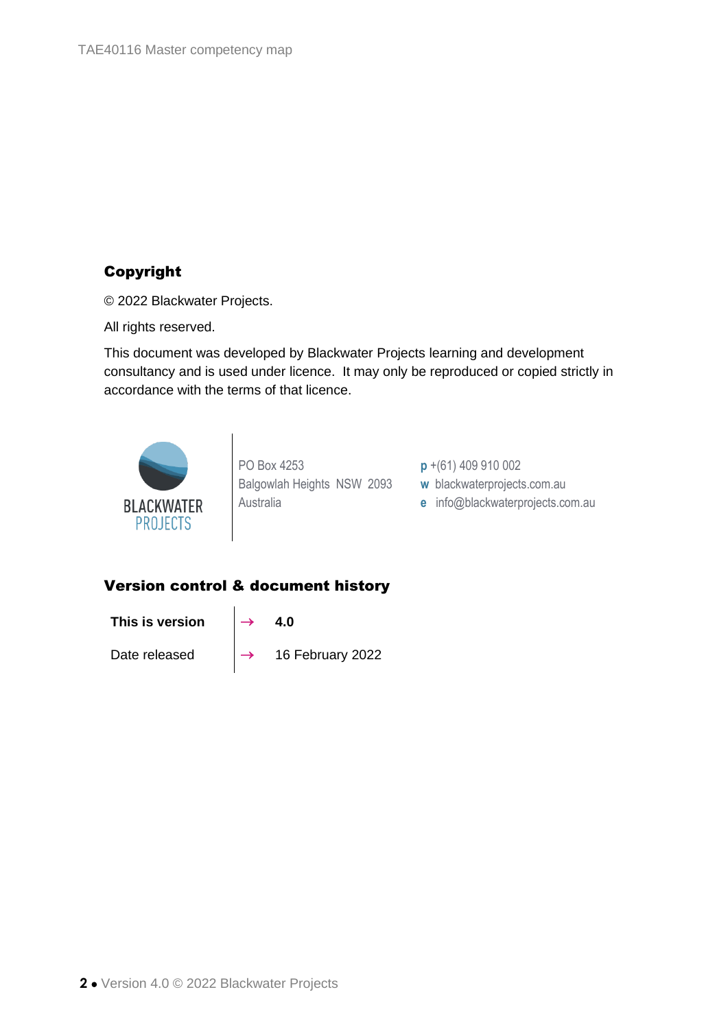## Copyright

© 2022 Blackwater Projects.

All rights reserved.

This document was developed by Blackwater Projects learning and development consultancy and is used under licence. It may only be reproduced or copied strictly in accordance with the terms of that licence.

BLACKWATER PROJECTS

PO Box 4253
Balgowlah Heights NSW 2093
Australia

**p** +(61) 409 910 002
**w** blackwaterprojects.com.au
**e** info@blackwaterprojects.com.au

## Version control & document history

| | | |
|---|---|---|
| **This is version** | → | **4.0** |
| Date released | → | 16 February 2022 |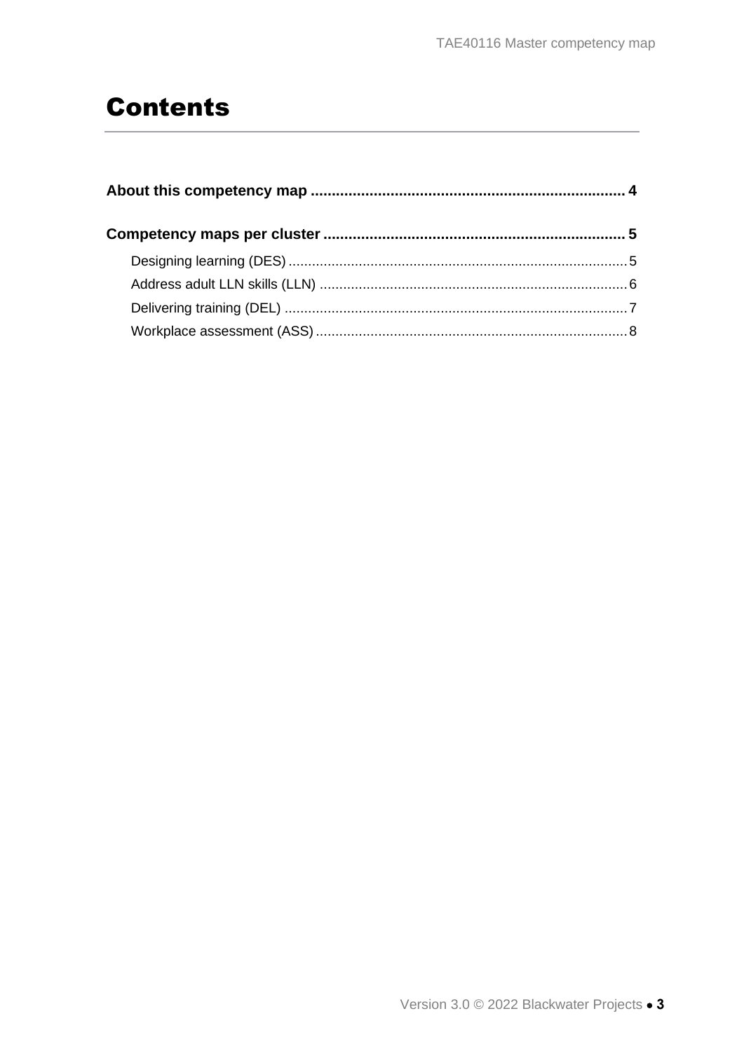# Contents

**About this competency map** ........................................................................... 4

**Competency maps per cluster** ........................................................................ 5

- Designing learning (DES) ....................................................................................... 5
- Address adult LLN skills (LLN) ............................................................................... 6
- Delivering training (DEL) ........................................................................................ 7
- Workplace assessment (ASS) ................................................................................ 8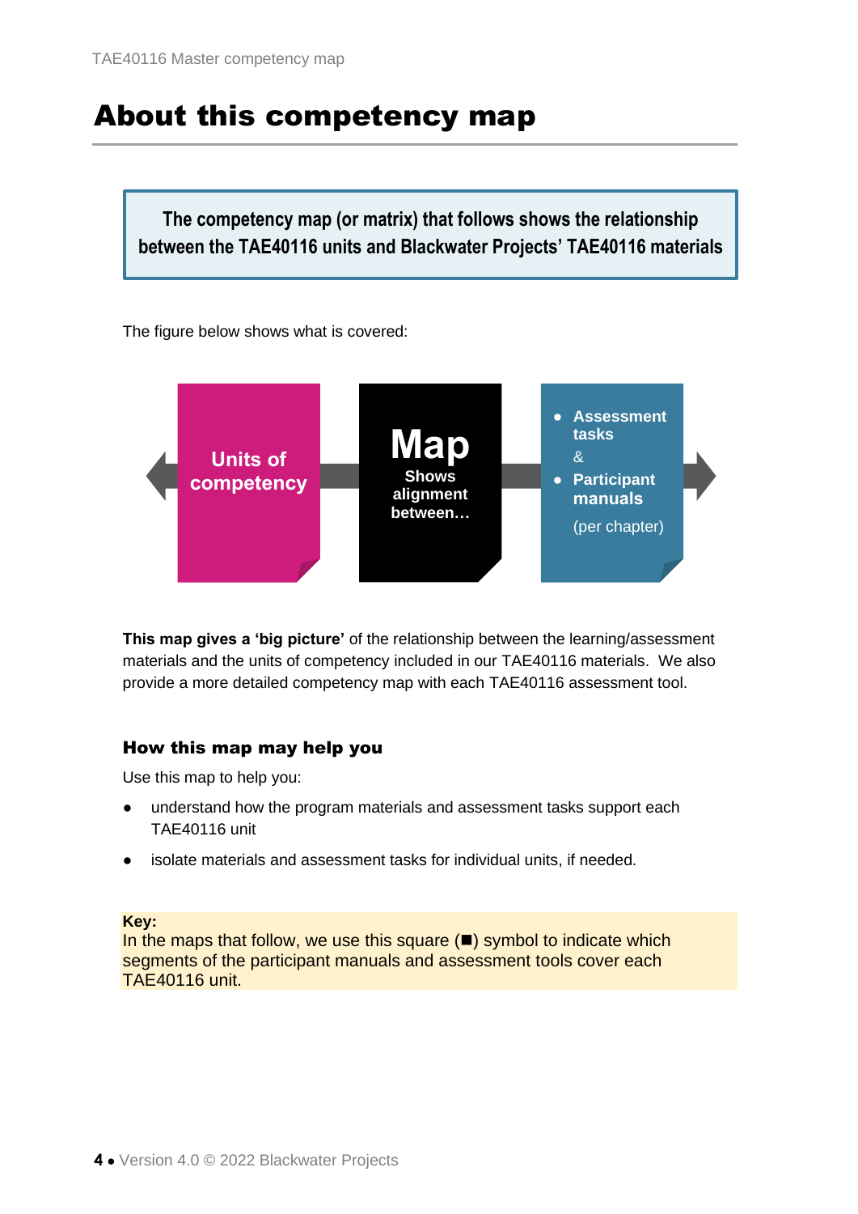# About this competency map

**The competency map (or matrix) that follows shows the relationship between the TAE40116 units and Blackwater Projects' TAE40116 materials**

The figure below shows what is covered:

Units of competency

**Map**
Shows alignment between…

- Assessment tasks

&

- Participant manuals

(per chapter)

**This map gives a 'big picture'** of the relationship between the learning/assessment materials and the units of competency included in our TAE40116 materials. We also provide a more detailed competency map with each TAE40116 assessment tool.

### How this map may help you

Use this map to help you:

- understand how the program materials and assessment tasks support each TAE40116 unit
- isolate materials and assessment tasks for individual units, if needed.

**Key:**
In the maps that follow, we use this square (■) symbol to indicate which segments of the participant manuals and assessment tools cover each TAE40116 unit.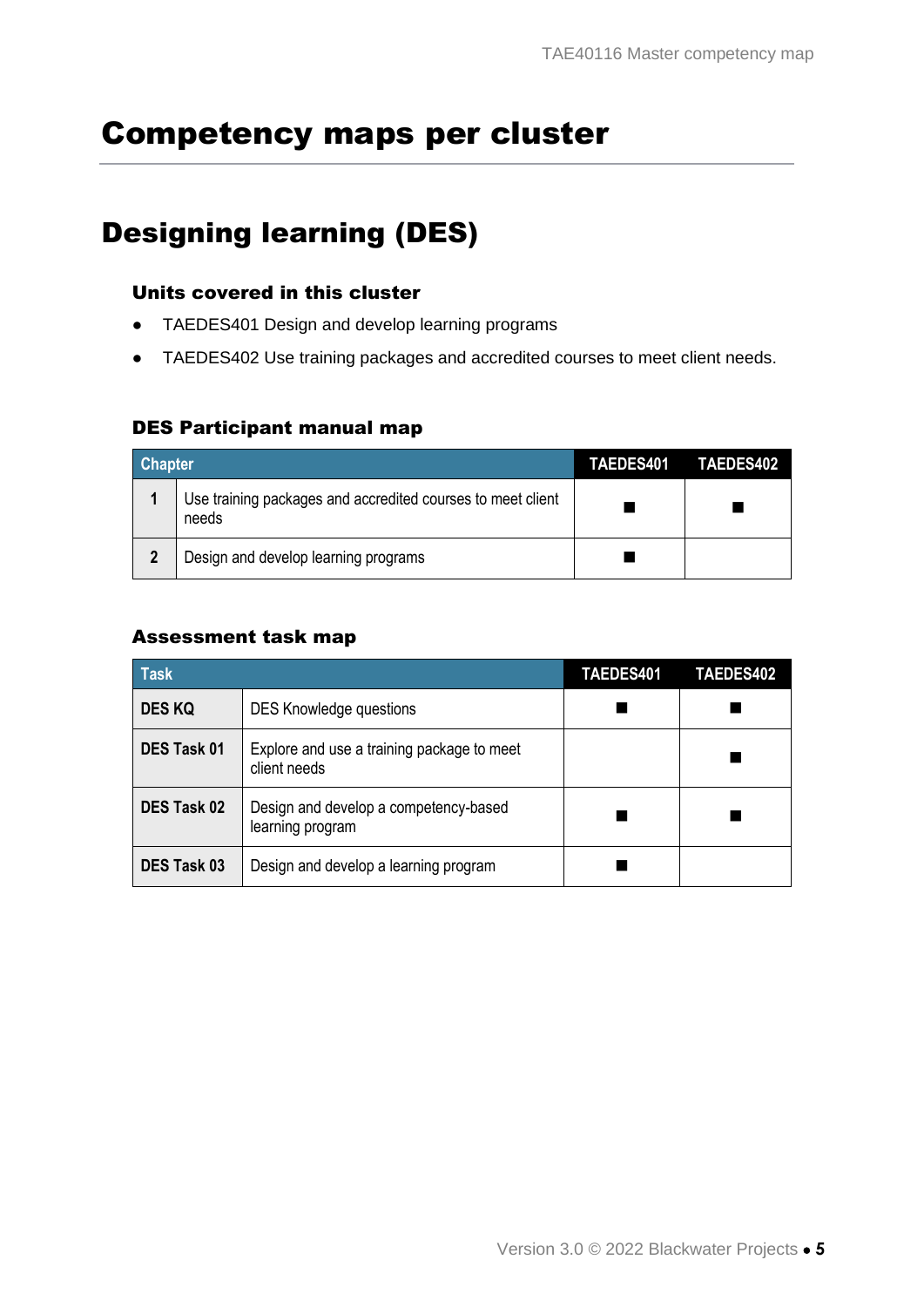# Competency maps per cluster

## Designing learning (DES)

### Units covered in this cluster

- TAEDES401 Design and develop learning programs
- TAEDES402 Use training packages and accredited courses to meet client needs.

### DES Participant manual map

| Chapter | | TAEDES401 | TAEDES402 |
|---|---|---|---|
| 1 | Use training packages and accredited courses to meet client needs | ■ | ■ |
| 2 | Design and develop learning programs | ■ | |

### Assessment task map

| Task | | TAEDES401 | TAEDES402 |
|---|---|---|---|
| DES KQ | DES Knowledge questions | ■ | ■ |
| DES Task 01 | Explore and use a training package to meet client needs | | ■ |
| DES Task 02 | Design and develop a competency-based learning program | ■ | ■ |
| DES Task 03 | Design and develop a learning program | ■ | |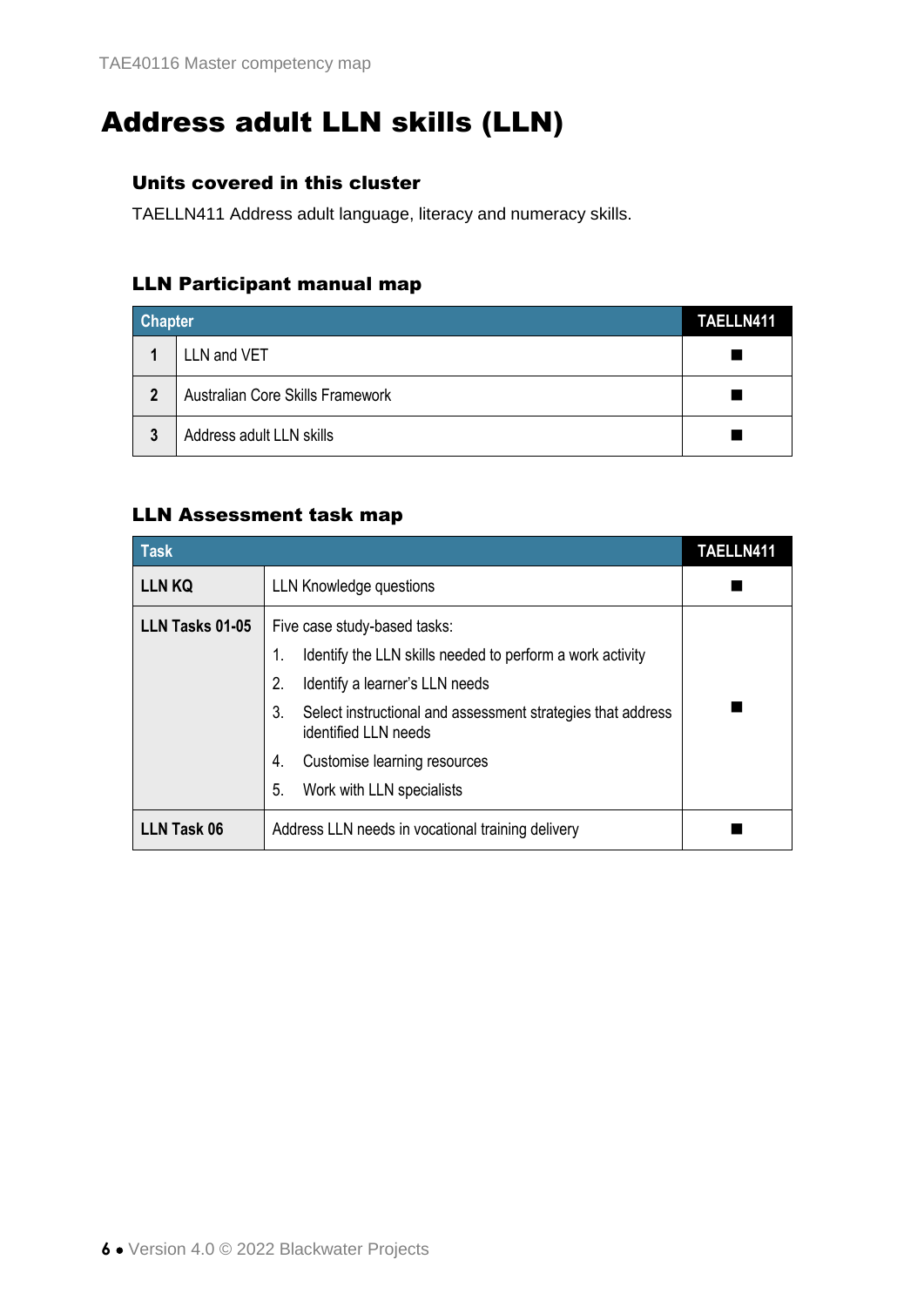# Address adult LLN skills (LLN)

### Units covered in this cluster

TAELLN411 Address adult language, literacy and numeracy skills.

### LLN Participant manual map

| Chapter | | TAELLN411 |
|---|---|---|
| 1 | LLN and VET | ■ |
| 2 | Australian Core Skills Framework | ■ |
| 3 | Address adult LLN skills | ■ |

### LLN Assessment task map

| Task | | TAELLN411 |
|---|---|---|
| **LLN KQ** | LLN Knowledge questions | ■ |
| **LLN Tasks 01-05** | Five case study-based tasks:<br>1. Identify the LLN skills needed to perform a work activity<br>2. Identify a learner's LLN needs<br>3. Select instructional and assessment strategies that address identified LLN needs<br>4. Customise learning resources<br>5. Work with LLN specialists | ■ |
| **LLN Task 06** | Address LLN needs in vocational training delivery | ■ |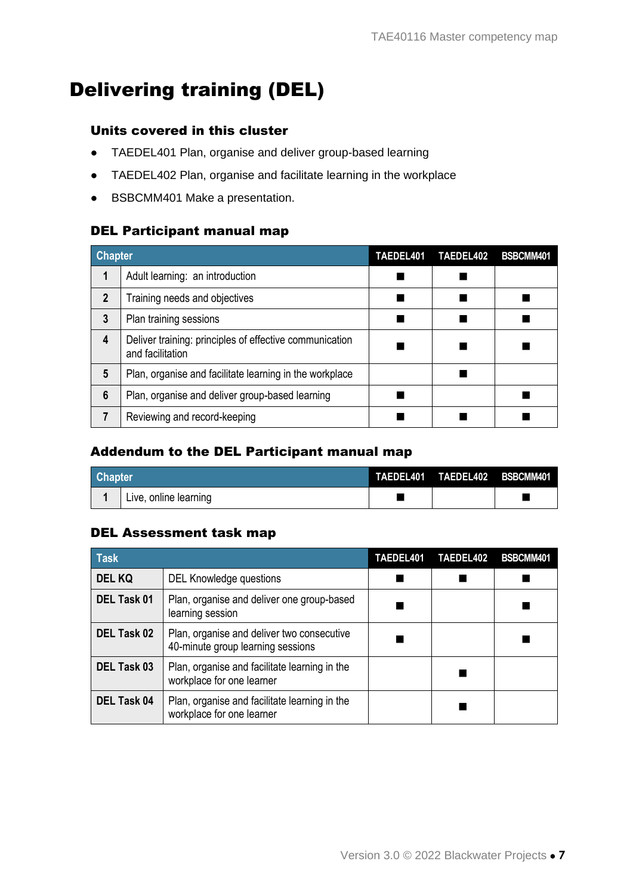# Delivering training (DEL)

### Units covered in this cluster

- TAEDEL401 Plan, organise and deliver group-based learning
- TAEDEL402 Plan, organise and facilitate learning in the workplace
- BSBCMM401 Make a presentation.

### DEL Participant manual map

| Chapter | | TAEDEL401 | TAEDEL402 | BSBCMM401 |
|---|---|---|---|---|
| 1 | Adult learning: an introduction | ■ | ■ | |
| 2 | Training needs and objectives | ■ | ■ | ■ |
| 3 | Plan training sessions | ■ | ■ | ■ |
| 4 | Deliver training: principles of effective communication and facilitation | ■ | ■ | ■ |
| 5 | Plan, organise and facilitate learning in the workplace | | ■ | |
| 6 | Plan, organise and deliver group-based learning | ■ | | ■ |
| 7 | Reviewing and record-keeping | ■ | ■ | ■ |

### Addendum to the DEL Participant manual map

| Chapter | | TAEDEL401 | TAEDEL402 | BSBCMM401 |
|---|---|---|---|---|
| 1 | Live, online learning | ■ | | ■ |

### DEL Assessment task map

| Task | | TAEDEL401 | TAEDEL402 | BSBCMM401 |
|---|---|---|---|---|
| DEL KQ | DEL Knowledge questions | ■ | ■ | ■ |
| DEL Task 01 | Plan, organise and deliver one group-based learning session | ■ | | ■ |
| DEL Task 02 | Plan, organise and deliver two consecutive 40-minute group learning sessions | ■ | | ■ |
| DEL Task 03 | Plan, organise and facilitate learning in the workplace for one learner | | ■ | |
| DEL Task 04 | Plan, organise and facilitate learning in the workplace for one learner | | ■ | |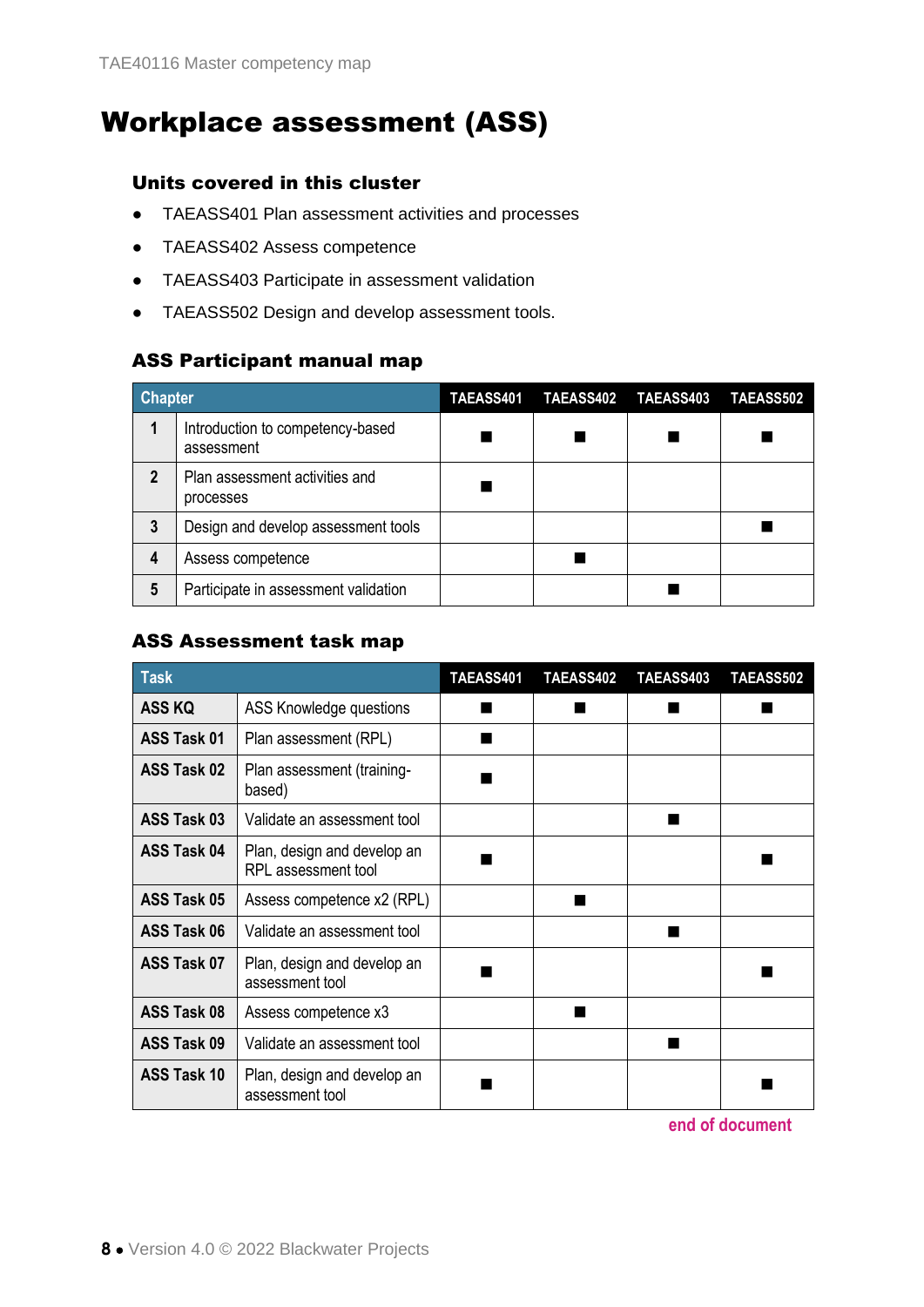# Workplace assessment (ASS)

### Units covered in this cluster

- TAEASS401 Plan assessment activities and processes
- TAEASS402 Assess competence
- TAEASS403 Participate in assessment validation
- TAEASS502 Design and develop assessment tools.

### ASS Participant manual map

| Chapter | | TAEASS401 | TAEASS402 | TAEASS403 | TAEASS502 |
|---|---|---|---|---|---|
| 1 | Introduction to competency-based assessment | ■ | ■ | ■ | ■ |
| 2 | Plan assessment activities and processes | ■ | | | |
| 3 | Design and develop assessment tools | | | | ■ |
| 4 | Assess competence | | ■ | | |
| 5 | Participate in assessment validation | | | ■ | |

### ASS Assessment task map

| Task | | TAEASS401 | TAEASS402 | TAEASS403 | TAEASS502 |
|---|---|---|---|---|---|
| ASS KQ | ASS Knowledge questions | ■ | ■ | ■ | ■ |
| ASS Task 01 | Plan assessment (RPL) | ■ | | | |
| ASS Task 02 | Plan assessment (training-based) | ■ | | | |
| ASS Task 03 | Validate an assessment tool | | | ■ | |
| ASS Task 04 | Plan, design and develop an RPL assessment tool | ■ | | | ■ |
| ASS Task 05 | Assess competence x2 (RPL) | | ■ | | |
| ASS Task 06 | Validate an assessment tool | | | ■ | |
| ASS Task 07 | Plan, design and develop an assessment tool | ■ | | | ■ |
| ASS Task 08 | Assess competence x3 | | ■ | | |
| ASS Task 09 | Validate an assessment tool | | | ■ | |
| ASS Task 10 | Plan, design and develop an assessment tool | ■ | | | ■ |

end of document